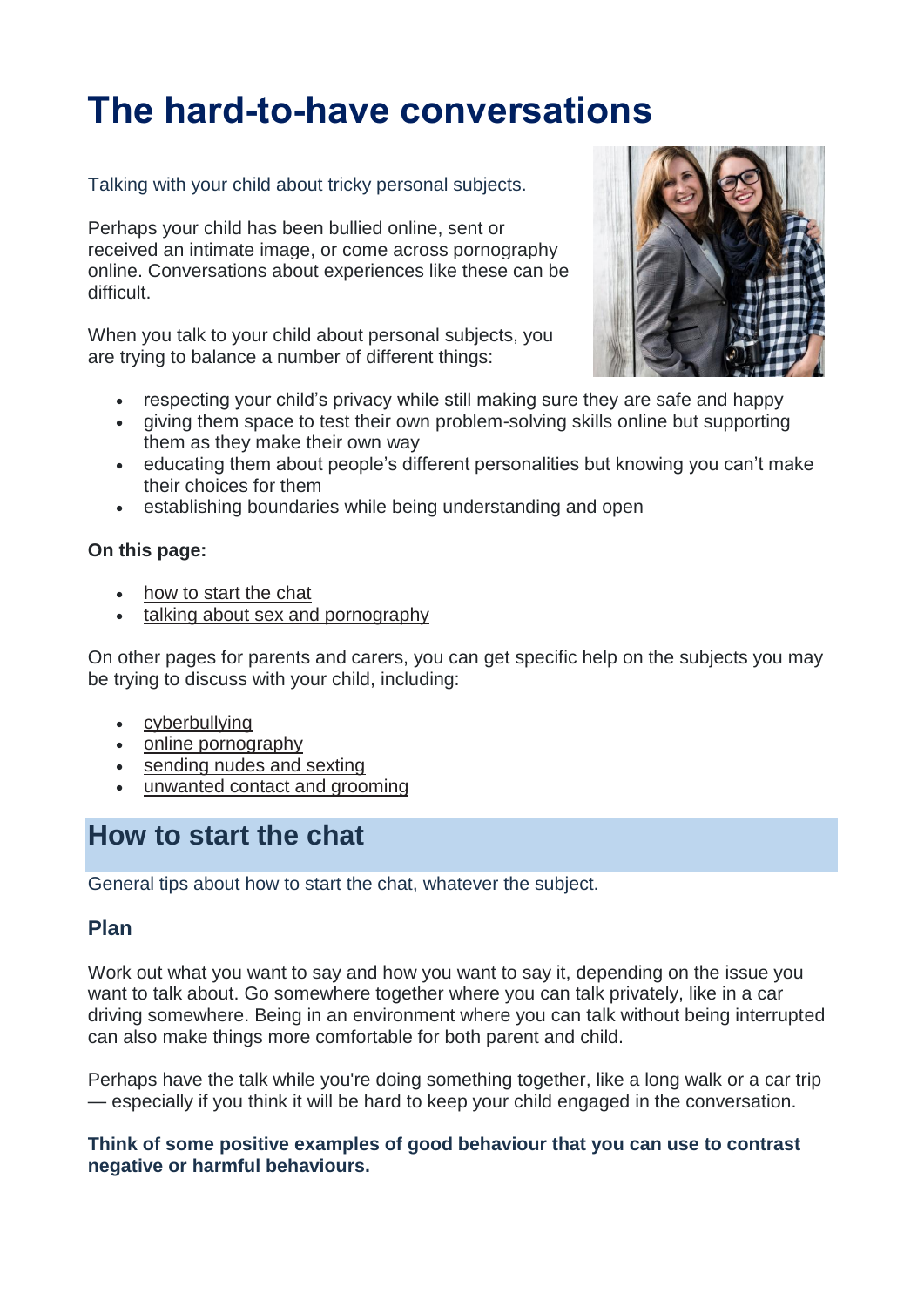# The hard-to-have conversations

Talking with your child about tricky personal subjects.

Perhaps your child has been bullied online, sent or received an intimate image, or come across pornography online. Conversations about experiences like these can be difficult.

When you talk to your child about personal subjects, you are trying to balance a number of different things:

- respecting your child's privacy while still making sure they are safe and happy
- giving them space to test their own problem-solving skills online but supporting them as they make their own way
- educating them about people's different personalities but knowing you can't make their choices for them
- establishing boundaries while being understanding and open

**On this page:**

- how to start the chat
- talking about sex and pornography

On other pages for parents and carers, you can get specific help on the subjects you may be trying to discuss with your child, including:

- cyberbullying
- online pornography
- sending nudes and sexting
- unwanted contact and grooming

## How to start the chat

General tips about how to start the chat, whatever the subject.

### Plan

Work out what you want to say and how you want to say it, depending on the issue you want to talk about. Go somewhere together where you can talk privately, like in a car driving somewhere. Being in an environment where you can talk without being interrupted can also make things more comfortable for both parent and child.

Perhaps have the talk while you're doing something together, like a long walk or a car trip — especially if you think it will be hard to keep your child engaged in the conversation.

**Think of some positive examples of good behaviour that you can use to contrast negative or harmful behaviours.**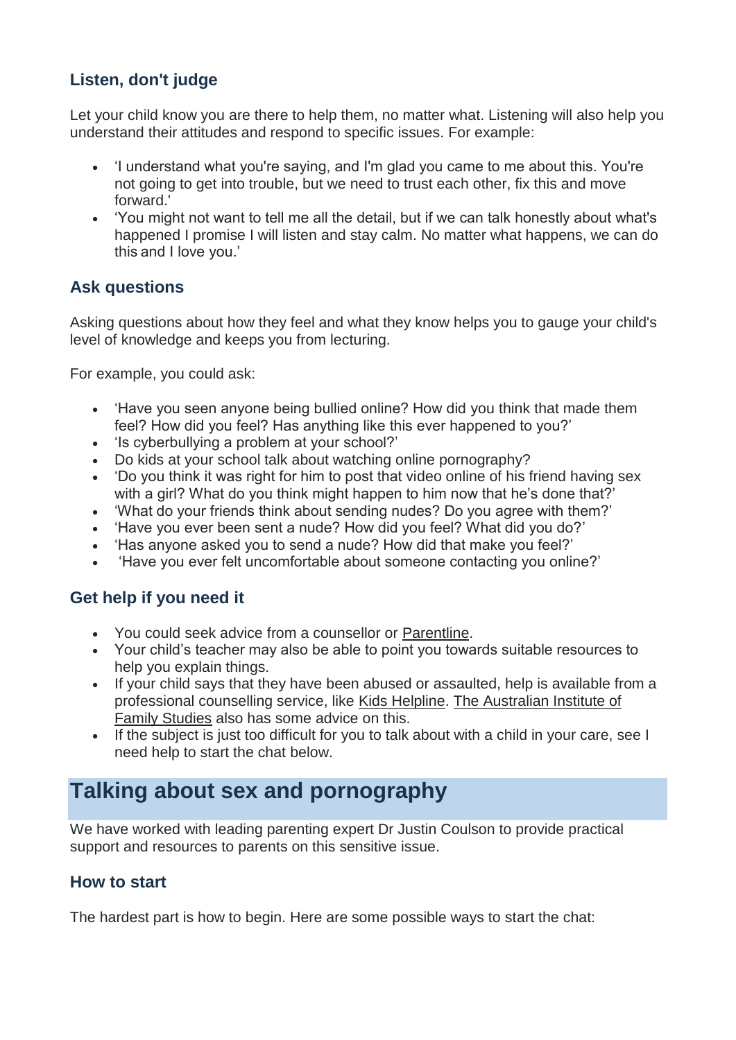### Listen, don't judge

Let your child know you are there to help them, no matter what. Listening will also help you understand their attitudes and respond to specific issues. For example:

- 'I understand what you're saying, and I'm glad you came to me about this. You're not going to get into trouble, but we need to trust each other, fix this and move forward.'
- 'You might not want to tell me all the detail, but if we can talk honestly about what's happened I promise I will listen and stay calm. No matter what happens, we can do this and I love you.'

### Ask questions

Asking questions about how they feel and what they know helps you to gauge your child's level of knowledge and keeps you from lecturing.

For example, you could ask:

- 'Have you seen anyone being bullied online? How did you think that made them feel? How did you feel? Has anything like this ever happened to you?'
- 'Is cyberbullying a problem at your school?'
- Do kids at your school talk about watching online pornography?
- 'Do you think it was right for him to post that video online of his friend having sex with a girl? What do you think might happen to him now that he's done that?'
- 'What do your friends think about sending nudes? Do you agree with them?'
- 'Have you ever been sent a nude? How did you feel? What did you do?'
- 'Has anyone asked you to send a nude? How did that make you feel?'
- 'Have you ever felt uncomfortable about someone contacting you online?'

### Get help if you need it

- You could seek advice from a counsellor or Parentline.
- Your child's teacher may also be able to point you towards suitable resources to help you explain things.
- If your child says that they have been abused or assaulted, help is available from a professional counselling service, like Kids Helpline. The Australian Institute of Family Studies also has some advice on this.
- If the subject is just too difficult for you to talk about with a child in your care, see I need help to start the chat below.

## Talking about sex and pornography

We have worked with leading parenting expert Dr Justin Coulson to provide practical support and resources to parents on this sensitive issue.

### How to start

The hardest part is how to begin. Here are some possible ways to start the chat: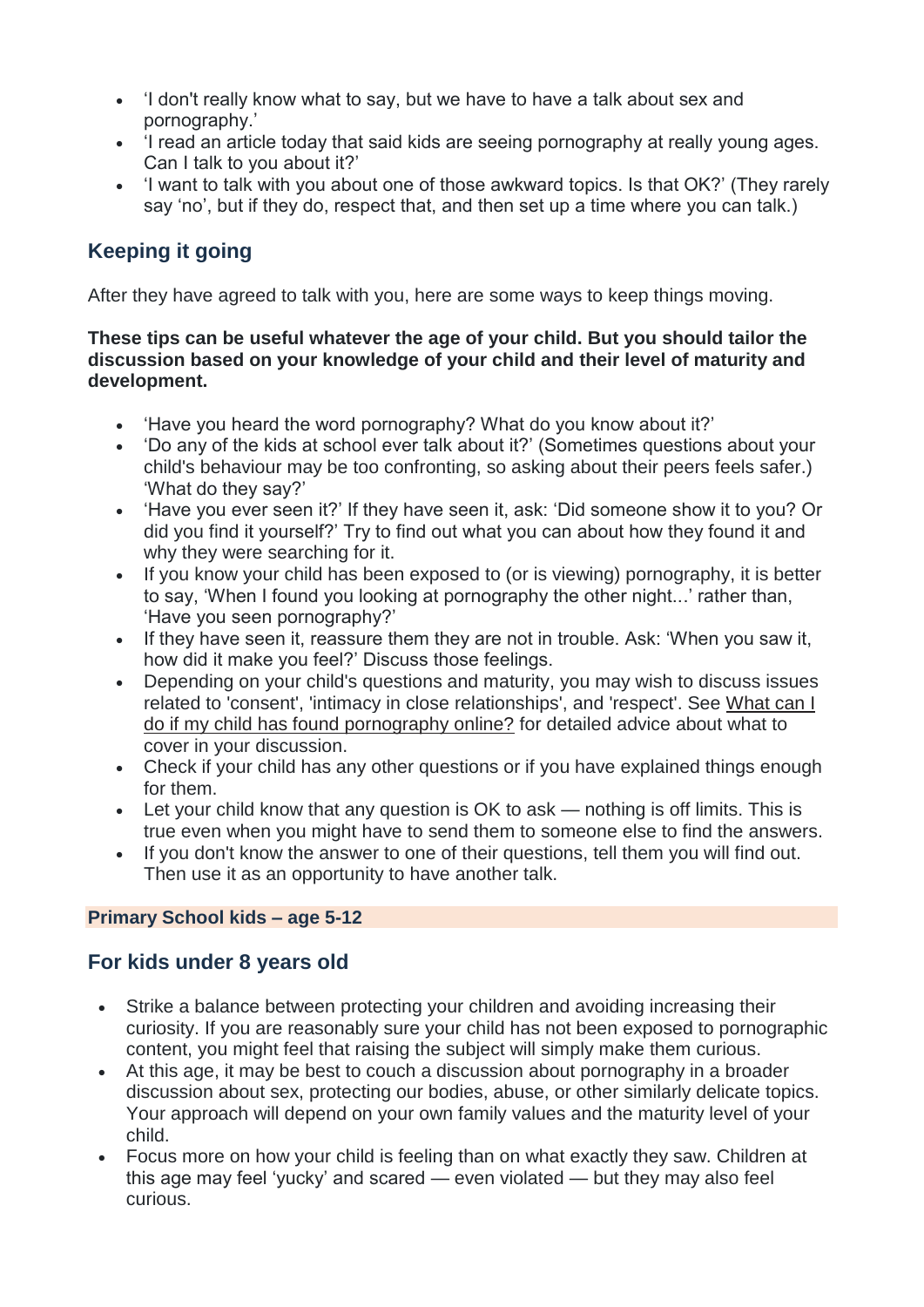- 'I don't really know what to say, but we have to have a talk about sex and pornography.'
- 'I read an article today that said kids are seeing pornography at really young ages. Can I talk to you about it?'
- 'I want to talk with you about one of those awkward topics. Is that OK?' (They rarely say 'no', but if they do, respect that, and then set up a time where you can talk.)

## Keeping it going

After they have agreed to talk with you, here are some ways to keep things moving.

**These tips can be useful whatever the age of your child. But you should tailor the discussion based on your knowledge of your child and their level of maturity and development.**

- 'Have you heard the word pornography? What do you know about it?'
- 'Do any of the kids at school ever talk about it?' (Sometimes questions about your child's behaviour may be too confronting, so asking about their peers feels safer.) 'What do they say?'
- 'Have you ever seen it?' If they have seen it, ask: 'Did someone show it to you? Or did you find it yourself?' Try to find out what you can about how they found it and why they were searching for it.
- If you know your child has been exposed to (or is viewing) pornography, it is better to say, 'When I found you looking at pornography the other night...' rather than, 'Have you seen pornography?'
- If they have seen it, reassure them they are not in trouble. Ask: 'When you saw it, how did it make you feel?' Discuss those feelings.
- Depending on your child's questions and maturity, you may wish to discuss issues related to 'consent', 'intimacy in close relationships', and 'respect'. See What can I do if my child has found pornography online? for detailed advice about what to cover in your discussion.
- Check if your child has any other questions or if you have explained things enough for them.
- Let your child know that any question is OK to ask — nothing is off limits. This is true even when you might have to send them to someone else to find the answers.
- If you don't know the answer to one of their questions, tell them you will find out. Then use it as an opportunity to have another talk.

**Primary School kids – age 5-12**

## For kids under 8 years old

- Strike a balance between protecting your children and avoiding increasing their curiosity. If you are reasonably sure your child has not been exposed to pornographic content, you might feel that raising the subject will simply make them curious.
- At this age, it may be best to couch a discussion about pornography in a broader discussion about sex, protecting our bodies, abuse, or other similarly delicate topics. Your approach will depend on your own family values and the maturity level of your child.
- Focus more on how your child is feeling than on what exactly they saw. Children at this age may feel 'yucky' and scared — even violated — but they may also feel curious.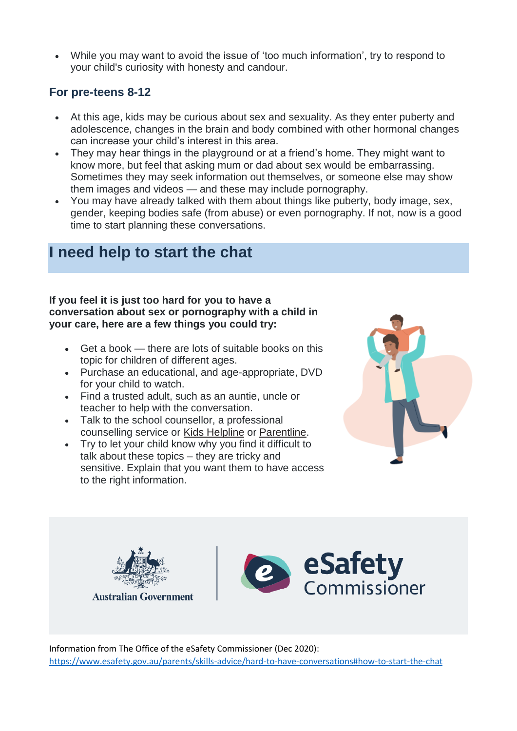- While you may want to avoid the issue of 'too much information', try to respond to your child's curiosity with honesty and candour.

### For pre-teens 8-12

- At this age, kids may be curious about sex and sexuality. As they enter puberty and adolescence, changes in the brain and body combined with other hormonal changes can increase your child's interest in this area.
- They may hear things in the playground or at a friend's home. They might want to know more, but feel that asking mum or dad about sex would be embarrassing. Sometimes they may seek information out themselves, or someone else may show them images and videos — and these may include pornography.
- You may have already talked with them about things like puberty, body image, sex, gender, keeping bodies safe (from abuse) or even pornography. If not, now is a good time to start planning these conversations.

## I need help to start the chat

**If you feel it is just too hard for you to have a conversation about sex or pornography with a child in your care, here are a few things you could try:**

- Get a book — there are lots of suitable books on this topic for children of different ages.
- Purchase an educational, and age-appropriate, DVD for your child to watch.
- Find a trusted adult, such as an auntie, uncle or teacher to help with the conversation.
- Talk to the school counsellor, a professional counselling service or Kids Helpline or Parentline.
- Try to let your child know why you find it difficult to talk about these topics – they are tricky and sensitive. Explain that you want them to have access to the right information.

Australian Government

eSafety Commissioner

Information from The Office of the eSafety Commissioner (Dec 2020):
https://www.esafety.gov.au/parents/skills-advice/hard-to-have-conversations#how-to-start-the-chat